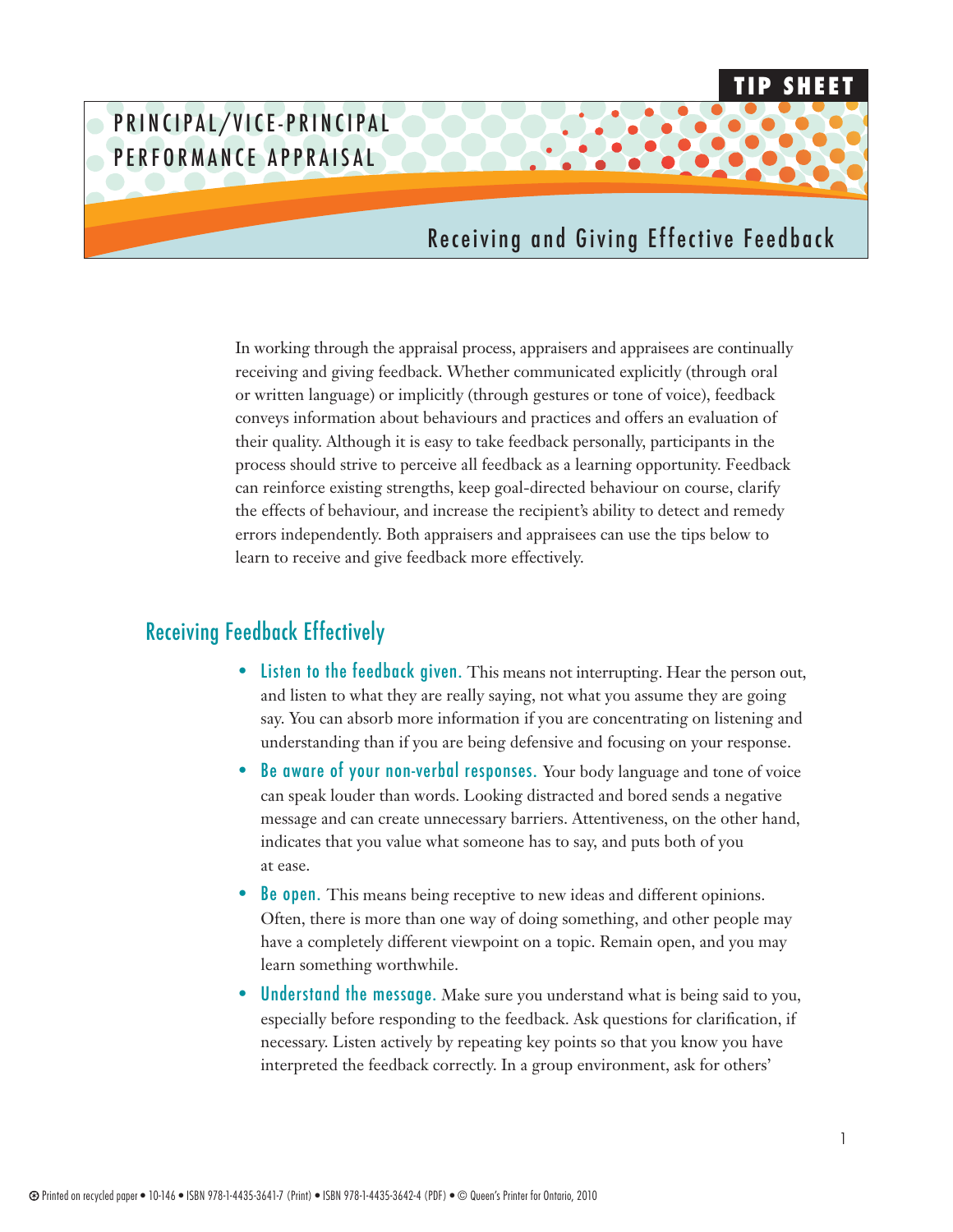TIP SHEET

# PRINCIPAL/VICE-PRINCIPAL PERFORMANCE APPRAISAL

## Receiving and Giving Effective Feedback

In working through the appraisal process, appraisers and appraisees are continually receiving and giving feedback. Whether communicated explicitly (through oral or written language) or implicitly (through gestures or tone of voice), feedback conveys information about behaviours and practices and offers an evaluation of their quality. Although it is easy to take feedback personally, participants in the process should strive to perceive all feedback as a learning opportunity. Feedback can reinforce existing strengths, keep goal-directed behaviour on course, clarify the effects of behaviour, and increase the recipient's ability to detect and remedy errors independently. Both appraisers and appraisees can use the tips below to learn to receive and give feedback more effectively.

## Receiving Feedback Effectively

- **Listen to the feedback given.** This means not interrupting. Hear the person out, and listen to what they are really saying, not what you assume they are going say. You can absorb more information if you are concentrating on listening and understanding than if you are being defensive and focusing on your response.
- **Be aware of your non-verbal responses.** Your body language and tone of voice can speak louder than words. Looking distracted and bored sends a negative message and can create unnecessary barriers. Attentiveness, on the other hand, indicates that you value what someone has to say, and puts both of you at ease.
- **Be open.** This means being receptive to new ideas and different opinions. Often, there is more than one way of doing something, and other people may have a completely different viewpoint on a topic. Remain open, and you may learn something worthwhile.
- **Understand the message.** Make sure you understand what is being said to you, especially before responding to the feedback. Ask questions for clarification, if necessary. Listen actively by repeating key points so that you know you have interpreted the feedback correctly. In a group environment, ask for others'

Printed on recycled paper • 10-146 • ISBN 978-1-4435-3641-7 (Print) • ISBN 978-1-4435-3642-4 (PDF) • © Queen's Printer for Ontario, 2010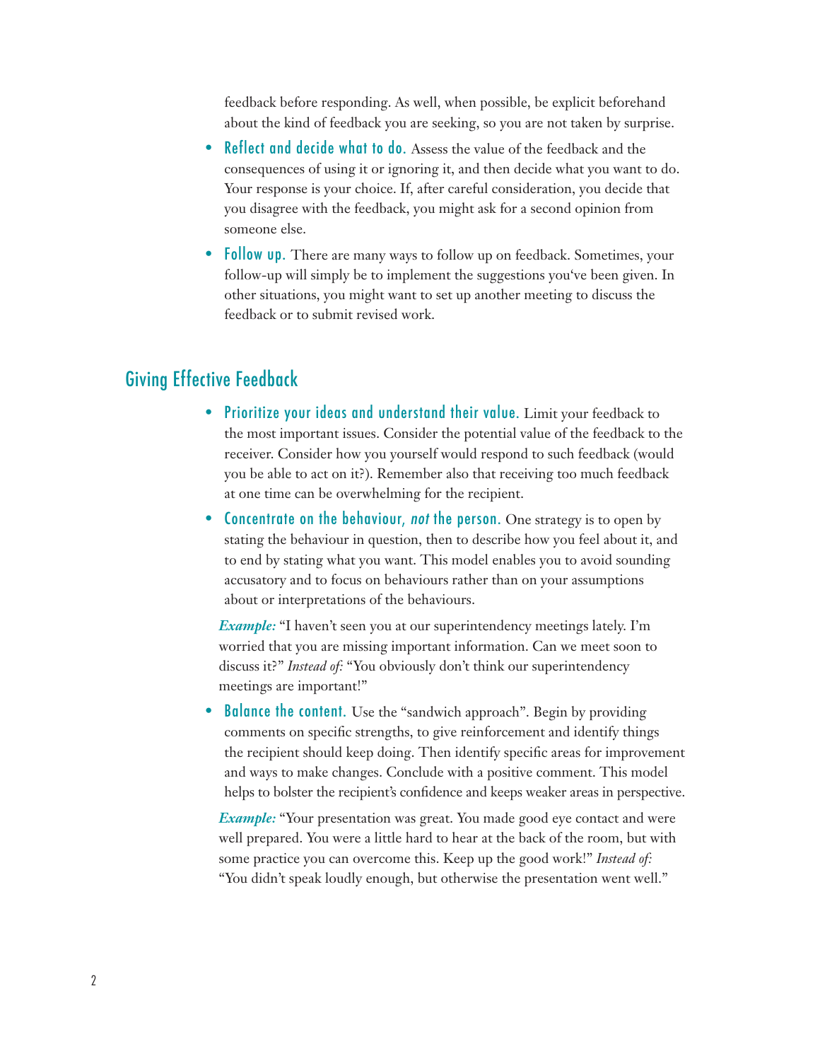feedback before responding. As well, when possible, be explicit beforehand about the kind of feedback you are seeking, so you are not taken by surprise.

- **Reflect and decide what to do.** Assess the value of the feedback and the consequences of using it or ignoring it, and then decide what you want to do. Your response is your choice. If, after careful consideration, you decide that you disagree with the feedback, you might ask for a second opinion from someone else.
- **Follow up.** There are many ways to follow up on feedback. Sometimes, your follow-up will simply be to implement the suggestions you've been given. In other situations, you might want to set up another meeting to discuss the feedback or to submit revised work.

## Giving Effective Feedback

- **Prioritize your ideas and understand their value.** Limit your feedback to the most important issues. Consider the potential value of the feedback to the receiver. Consider how you yourself would respond to such feedback (would you be able to act on it?). Remember also that receiving too much feedback at one time can be overwhelming for the recipient.
- **Concentrate on the behaviour, *not* the person.** One strategy is to open by stating the behaviour in question, then to describe how you feel about it, and to end by stating what you want. This model enables you to avoid sounding accusatory and to focus on behaviours rather than on your assumptions about or interpretations of the behaviours.

  ***Example:*** "I haven't seen you at our superintendency meetings lately. I'm worried that you are missing important information. Can we meet soon to discuss it?" *Instead of:* "You obviously don't think our superintendency meetings are important!"

- **Balance the content.** Use the "sandwich approach". Begin by providing comments on specific strengths, to give reinforcement and identify things the recipient should keep doing. Then identify specific areas for improvement and ways to make changes. Conclude with a positive comment. This model helps to bolster the recipient's confidence and keeps weaker areas in perspective.

  ***Example:*** "Your presentation was great. You made good eye contact and were well prepared. You were a little hard to hear at the back of the room, but with some practice you can overcome this. Keep up the good work!" *Instead of:* "You didn't speak loudly enough, but otherwise the presentation went well."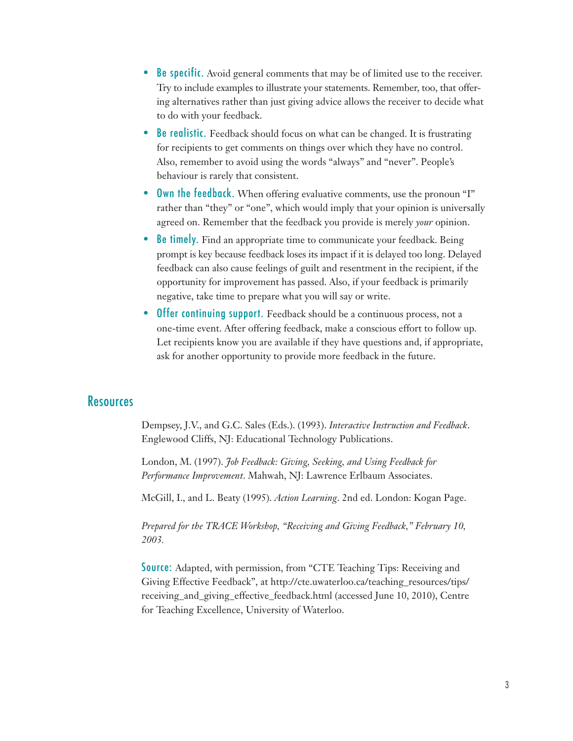- **Be specific.** Avoid general comments that may be of limited use to the receiver. Try to include examples to illustrate your statements. Remember, too, that offering alternatives rather than just giving advice allows the receiver to decide what to do with your feedback.
- **Be realistic.** Feedback should focus on what can be changed. It is frustrating for recipients to get comments on things over which they have no control. Also, remember to avoid using the words "always" and "never". People's behaviour is rarely that consistent.
- **Own the feedback.** When offering evaluative comments, use the pronoun "I" rather than "they" or "one", which would imply that your opinion is universally agreed on. Remember that the feedback you provide is merely *your* opinion.
- **Be timely.** Find an appropriate time to communicate your feedback. Being prompt is key because feedback loses its impact if it is delayed too long. Delayed feedback can also cause feelings of guilt and resentment in the recipient, if the opportunity for improvement has passed. Also, if your feedback is primarily negative, take time to prepare what you will say or write.
- **Offer continuing support.** Feedback should be a continuous process, not a one-time event. After offering feedback, make a conscious effort to follow up. Let recipients know you are available if they have questions and, if appropriate, ask for another opportunity to provide more feedback in the future.

## Resources

Dempsey, J.V., and G.C. Sales (Eds.). (1993). *Interactive Instruction and Feedback*. Englewood Cliffs, NJ: Educational Technology Publications.

London, M. (1997). *Job Feedback: Giving, Seeking, and Using Feedback for Performance Improvement*. Mahwah, NJ: Lawrence Erlbaum Associates.

McGill, I., and L. Beaty (1995). *Action Learning*. 2nd ed. London: Kogan Page.

*Prepared for the TRACE Workshop, "Receiving and Giving Feedback," February 10, 2003.*

**Source:** Adapted, with permission, from "CTE Teaching Tips: Receiving and Giving Effective Feedback", at http://cte.uwaterloo.ca/teaching_resources/tips/receiving_and_giving_effective_feedback.html (accessed June 10, 2010), Centre for Teaching Excellence, University of Waterloo.